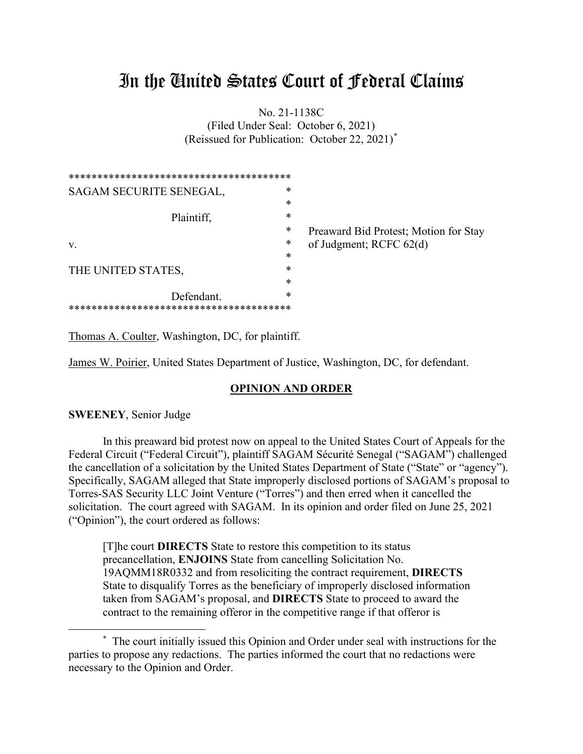# In the United States Court of Federal Claims

No. 21-1138C
(Filed Under Seal: October 6, 2021)
(Reissued for Publication: October 22, 2021)[*]

```
**************************************
SAGAM SECURITE SENEGAL,              *
                                     *
          Plaintiff,                 *
                                     *    Preaward Bid Protest; Motion for Stay
v.                                   *    of Judgment; RCFC 62(d)
                                     *
THE UNITED STATES,                   *
                                     *
          Defendant.                 *
**************************************
```

Thomas A. Coulter, Washington, DC, for plaintiff.

James W. Poirier, United States Department of Justice, Washington, DC, for defendant.

## OPINION AND ORDER

**SWEENEY**, Senior Judge

In this preaward bid protest now on appeal to the United States Court of Appeals for the Federal Circuit ("Federal Circuit"), plaintiff SAGAM Sécurité Senegal ("SAGAM") challenged the cancellation of a solicitation by the United States Department of State ("State" or "agency"). Specifically, SAGAM alleged that State improperly disclosed portions of SAGAM's proposal to Torres-SAS Security LLC Joint Venture ("Torres") and then erred when it cancelled the solicitation. The court agreed with SAGAM. In its opinion and order filed on June 25, 2021 ("Opinion"), the court ordered as follows:

> [T]he court **DIRECTS** State to restore this competition to its status precancellation, **ENJOINS** State from cancelling Solicitation No. 19AQMM18R0332 and from resoliciting the contract requirement, **DIRECTS** State to disqualify Torres as the beneficiary of improperly disclosed information taken from SAGAM's proposal, and **DIRECTS** State to proceed to award the contract to the remaining offeror in the competitive range if that offeror is

[*] The court initially issued this Opinion and Order under seal with instructions for the parties to propose any redactions. The parties informed the court that no redactions were necessary to the Opinion and Order.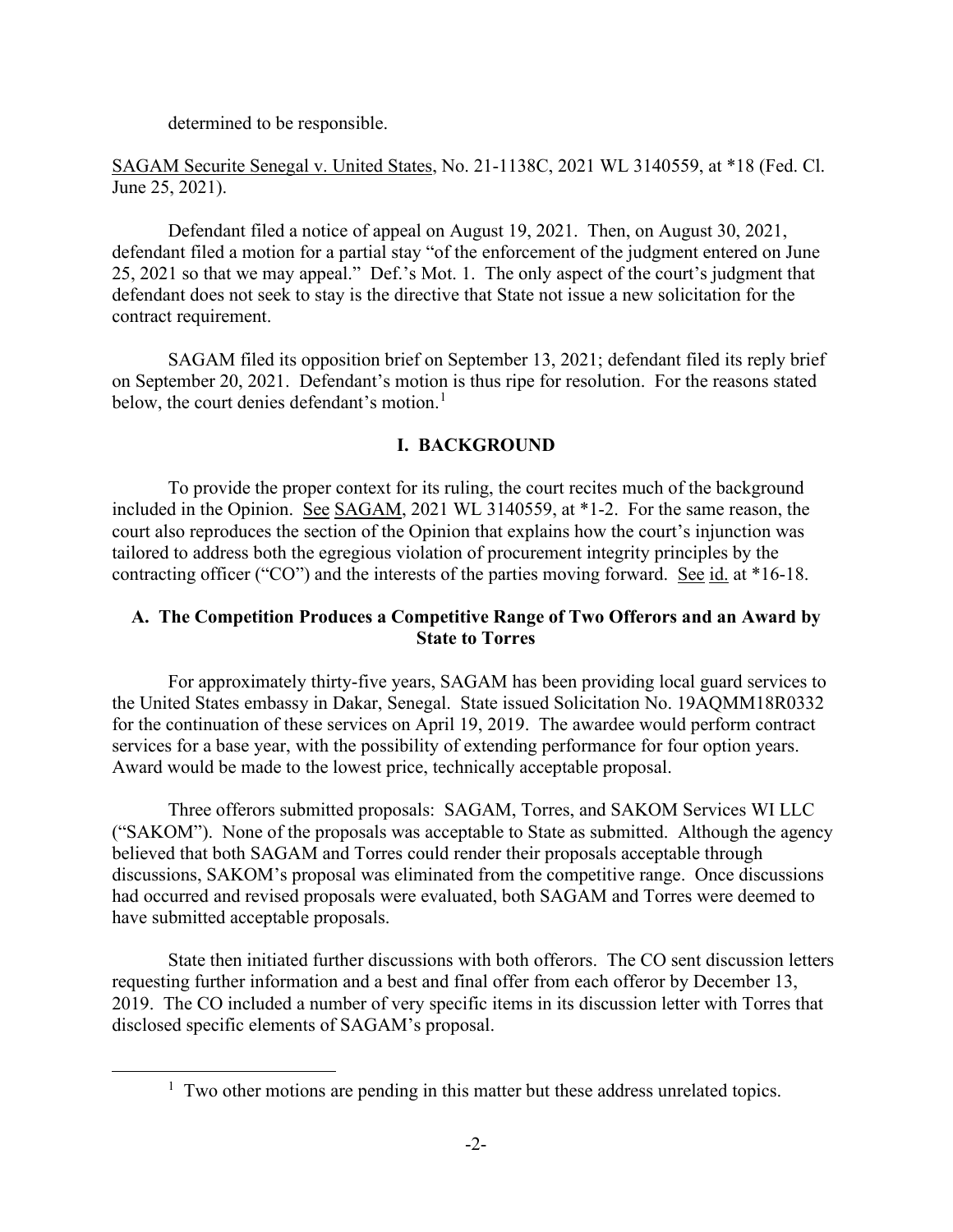determined to be responsible.

SAGAM Securite Senegal v. United States, No. 21-1138C, 2021 WL 3140559, at *18 (Fed. Cl. June 25, 2021).

Defendant filed a notice of appeal on August 19, 2021. Then, on August 30, 2021, defendant filed a motion for a partial stay "of the enforcement of the judgment entered on June 25, 2021 so that we may appeal." Def.'s Mot. 1. The only aspect of the court's judgment that defendant does not seek to stay is the directive that State not issue a new solicitation for the contract requirement.

SAGAM filed its opposition brief on September 13, 2021; defendant filed its reply brief on September 20, 2021. Defendant's motion is thus ripe for resolution. For the reasons stated below, the court denies defendant's motion.[1]

## I. BACKGROUND

To provide the proper context for its ruling, the court recites much of the background included in the Opinion. See SAGAM, 2021 WL 3140559, at *1-2. For the same reason, the court also reproduces the section of the Opinion that explains how the court's injunction was tailored to address both the egregious violation of procurement integrity principles by the contracting officer ("CO") and the interests of the parties moving forward. See id. at *16-18.

### A. The Competition Produces a Competitive Range of Two Offerors and an Award by State to Torres

For approximately thirty-five years, SAGAM has been providing local guard services to the United States embassy in Dakar, Senegal. State issued Solicitation No. 19AQMM18R0332 for the continuation of these services on April 19, 2019. The awardee would perform contract services for a base year, with the possibility of extending performance for four option years. Award would be made to the lowest price, technically acceptable proposal.

Three offerors submitted proposals: SAGAM, Torres, and SAKOM Services WI LLC ("SAKOM"). None of the proposals was acceptable to State as submitted. Although the agency believed that both SAGAM and Torres could render their proposals acceptable through discussions, SAKOM's proposal was eliminated from the competitive range. Once discussions had occurred and revised proposals were evaluated, both SAGAM and Torres were deemed to have submitted acceptable proposals.

State then initiated further discussions with both offerors. The CO sent discussion letters requesting further information and a best and final offer from each offeror by December 13, 2019. The CO included a number of very specific items in its discussion letter with Torres that disclosed specific elements of SAGAM's proposal.

[1] Two other motions are pending in this matter but these address unrelated topics.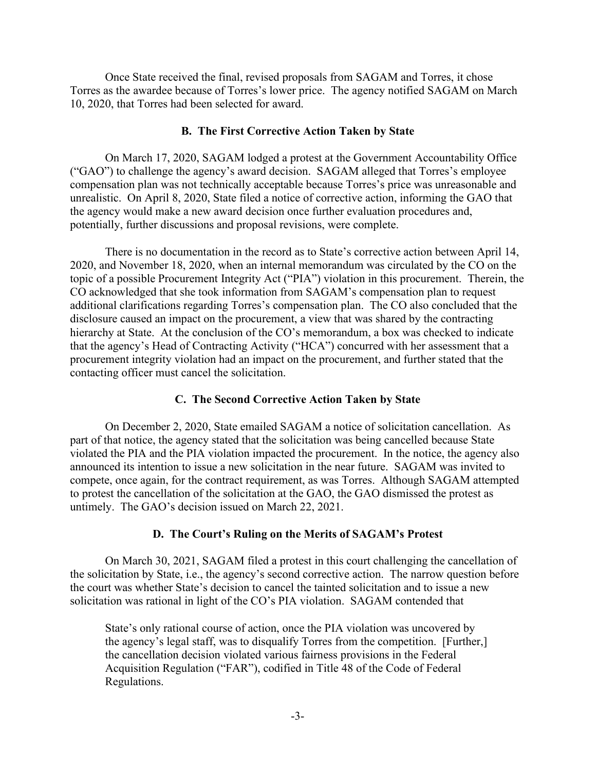Once State received the final, revised proposals from SAGAM and Torres, it chose Torres as the awardee because of Torres's lower price. The agency notified SAGAM on March 10, 2020, that Torres had been selected for award.

### B. The First Corrective Action Taken by State

On March 17, 2020, SAGAM lodged a protest at the Government Accountability Office ("GAO") to challenge the agency's award decision. SAGAM alleged that Torres's employee compensation plan was not technically acceptable because Torres's price was unreasonable and unrealistic. On April 8, 2020, State filed a notice of corrective action, informing the GAO that the agency would make a new award decision once further evaluation procedures and, potentially, further discussions and proposal revisions, were complete.

There is no documentation in the record as to State's corrective action between April 14, 2020, and November 18, 2020, when an internal memorandum was circulated by the CO on the topic of a possible Procurement Integrity Act ("PIA") violation in this procurement. Therein, the CO acknowledged that she took information from SAGAM's compensation plan to request additional clarifications regarding Torres's compensation plan. The CO also concluded that the disclosure caused an impact on the procurement, a view that was shared by the contracting hierarchy at State. At the conclusion of the CO's memorandum, a box was checked to indicate that the agency's Head of Contracting Activity ("HCA") concurred with her assessment that a procurement integrity violation had an impact on the procurement, and further stated that the contacting officer must cancel the solicitation.

### C. The Second Corrective Action Taken by State

On December 2, 2020, State emailed SAGAM a notice of solicitation cancellation. As part of that notice, the agency stated that the solicitation was being cancelled because State violated the PIA and the PIA violation impacted the procurement. In the notice, the agency also announced its intention to issue a new solicitation in the near future. SAGAM was invited to compete, once again, for the contract requirement, as was Torres. Although SAGAM attempted to protest the cancellation of the solicitation at the GAO, the GAO dismissed the protest as untimely. The GAO's decision issued on March 22, 2021.

### D. The Court's Ruling on the Merits of SAGAM's Protest

On March 30, 2021, SAGAM filed a protest in this court challenging the cancellation of the solicitation by State, i.e., the agency's second corrective action. The narrow question before the court was whether State's decision to cancel the tainted solicitation and to issue a new solicitation was rational in light of the CO's PIA violation. SAGAM contended that

> State's only rational course of action, once the PIA violation was uncovered by the agency's legal staff, was to disqualify Torres from the competition. [Further,] the cancellation decision violated various fairness provisions in the Federal Acquisition Regulation ("FAR"), codified in Title 48 of the Code of Federal Regulations.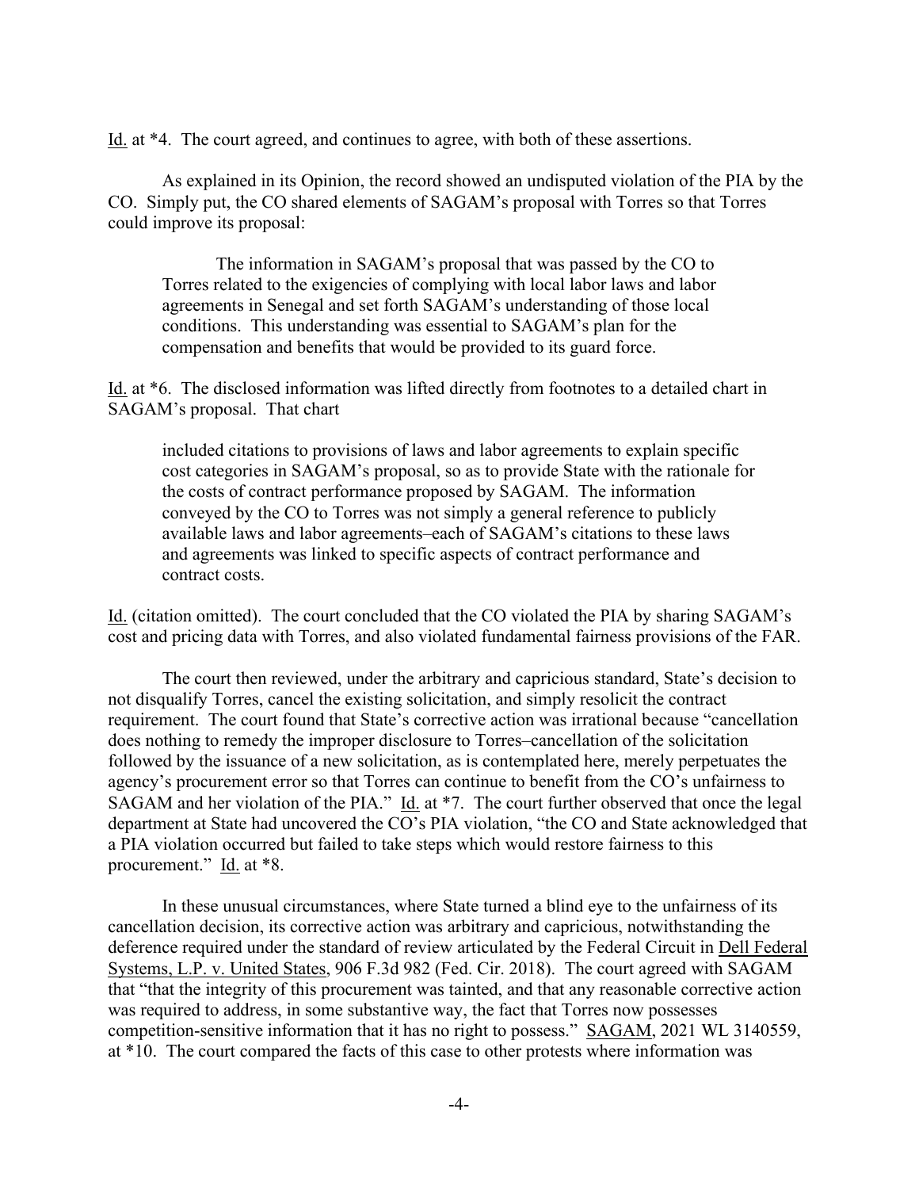Id. at *4. The court agreed, and continues to agree, with both of these assertions.

As explained in its Opinion, the record showed an undisputed violation of the PIA by the CO. Simply put, the CO shared elements of SAGAM's proposal with Torres so that Torres could improve its proposal:

> The information in SAGAM's proposal that was passed by the CO to Torres related to the exigencies of complying with local labor laws and labor agreements in Senegal and set forth SAGAM's understanding of those local conditions. This understanding was essential to SAGAM's plan for the compensation and benefits that would be provided to its guard force.

Id. at *6. The disclosed information was lifted directly from footnotes to a detailed chart in SAGAM's proposal. That chart

> included citations to provisions of laws and labor agreements to explain specific cost categories in SAGAM's proposal, so as to provide State with the rationale for the costs of contract performance proposed by SAGAM. The information conveyed by the CO to Torres was not simply a general reference to publicly available laws and labor agreements–each of SAGAM's citations to these laws and agreements was linked to specific aspects of contract performance and contract costs.

Id. (citation omitted). The court concluded that the CO violated the PIA by sharing SAGAM's cost and pricing data with Torres, and also violated fundamental fairness provisions of the FAR.

The court then reviewed, under the arbitrary and capricious standard, State's decision to not disqualify Torres, cancel the existing solicitation, and simply resolicit the contract requirement. The court found that State's corrective action was irrational because "cancellation does nothing to remedy the improper disclosure to Torres–cancellation of the solicitation followed by the issuance of a new solicitation, as is contemplated here, merely perpetuates the agency's procurement error so that Torres can continue to benefit from the CO's unfairness to SAGAM and her violation of the PIA." Id. at *7. The court further observed that once the legal department at State had uncovered the CO's PIA violation, "the CO and State acknowledged that a PIA violation occurred but failed to take steps which would restore fairness to this procurement." Id. at *8.

In these unusual circumstances, where State turned a blind eye to the unfairness of its cancellation decision, its corrective action was arbitrary and capricious, notwithstanding the deference required under the standard of review articulated by the Federal Circuit in Dell Federal Systems, L.P. v. United States, 906 F.3d 982 (Fed. Cir. 2018). The court agreed with SAGAM that "that the integrity of this procurement was tainted, and that any reasonable corrective action was required to address, in some substantive way, the fact that Torres now possesses competition-sensitive information that it has no right to possess." SAGAM, 2021 WL 3140559, at *10. The court compared the facts of this case to other protests where information was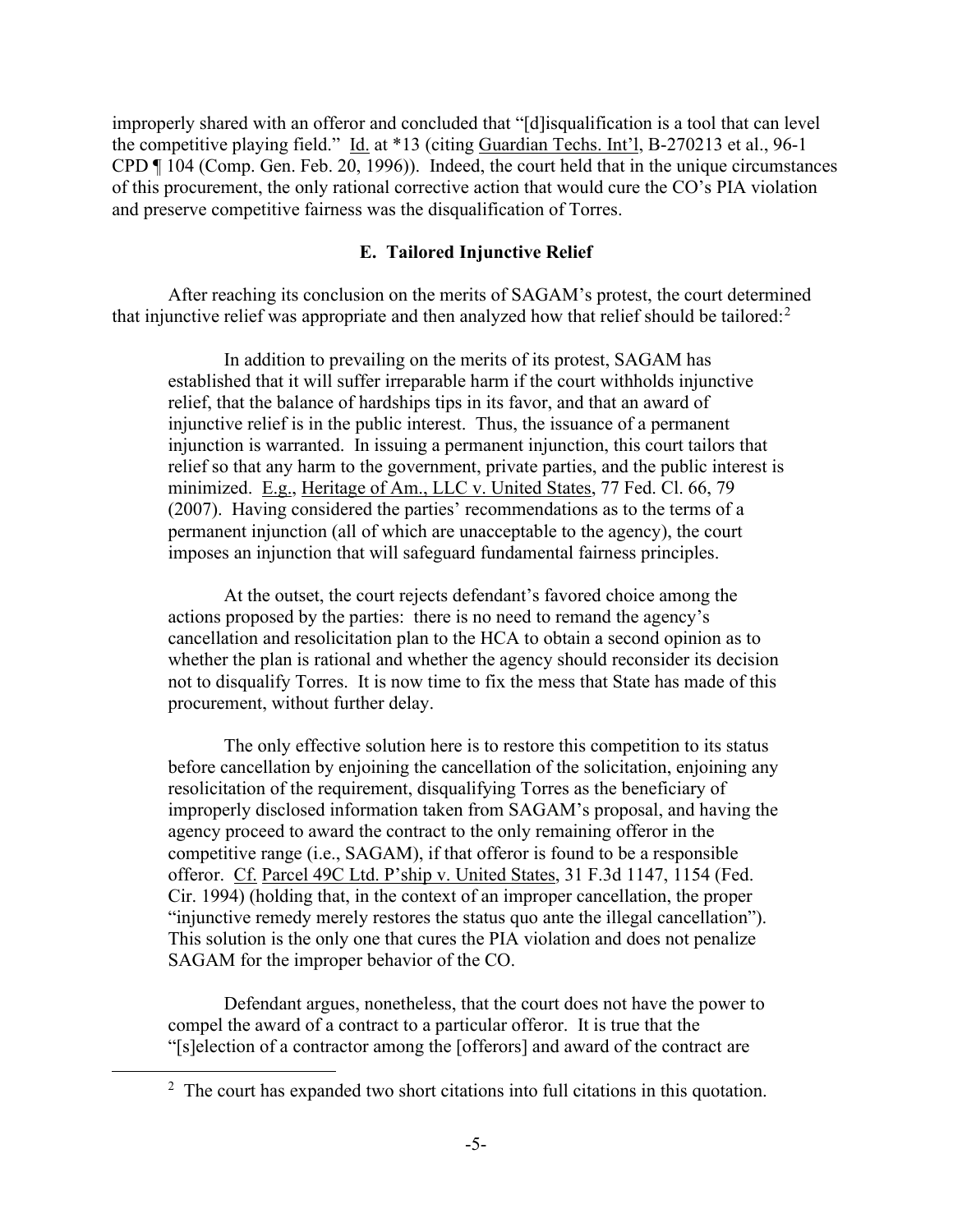improperly shared with an offeror and concluded that "[d]isqualification is a tool that can level the competitive playing field." Id. at *13 (citing Guardian Techs. Int'l, B-270213 et al., 96-1 CPD ¶ 104 (Comp. Gen. Feb. 20, 1996)). Indeed, the court held that in the unique circumstances of this procurement, the only rational corrective action that would cure the CO's PIA violation and preserve competitive fairness was the disqualification of Torres.

### E. Tailored Injunctive Relief

After reaching its conclusion on the merits of SAGAM's protest, the court determined that injunctive relief was appropriate and then analyzed how that relief should be tailored:[2]

> In addition to prevailing on the merits of its protest, SAGAM has established that it will suffer irreparable harm if the court withholds injunctive relief, that the balance of hardships tips in its favor, and that an award of injunctive relief is in the public interest. Thus, the issuance of a permanent injunction is warranted. In issuing a permanent injunction, this court tailors that relief so that any harm to the government, private parties, and the public interest is minimized. E.g., Heritage of Am., LLC v. United States, 77 Fed. Cl. 66, 79 (2007). Having considered the parties' recommendations as to the terms of a permanent injunction (all of which are unacceptable to the agency), the court imposes an injunction that will safeguard fundamental fairness principles.
>
> At the outset, the court rejects defendant's favored choice among the actions proposed by the parties: there is no need to remand the agency's cancellation and resolicitation plan to the HCA to obtain a second opinion as to whether the plan is rational and whether the agency should reconsider its decision not to disqualify Torres. It is now time to fix the mess that State has made of this procurement, without further delay.
>
> The only effective solution here is to restore this competition to its status before cancellation by enjoining the cancellation of the solicitation, enjoining any resolicitation of the requirement, disqualifying Torres as the beneficiary of improperly disclosed information taken from SAGAM's proposal, and having the agency proceed to award the contract to the only remaining offeror in the competitive range (i.e., SAGAM), if that offeror is found to be a responsible offeror. Cf. Parcel 49C Ltd. P'ship v. United States, 31 F.3d 1147, 1154 (Fed. Cir. 1994) (holding that, in the context of an improper cancellation, the proper "injunctive remedy merely restores the status quo ante the illegal cancellation"). This solution is the only one that cures the PIA violation and does not penalize SAGAM for the improper behavior of the CO.
>
> Defendant argues, nonetheless, that the court does not have the power to compel the award of a contract to a particular offeror. It is true that the "[s]election of a contractor among the [offerors] and award of the contract are

[2] The court has expanded two short citations into full citations in this quotation.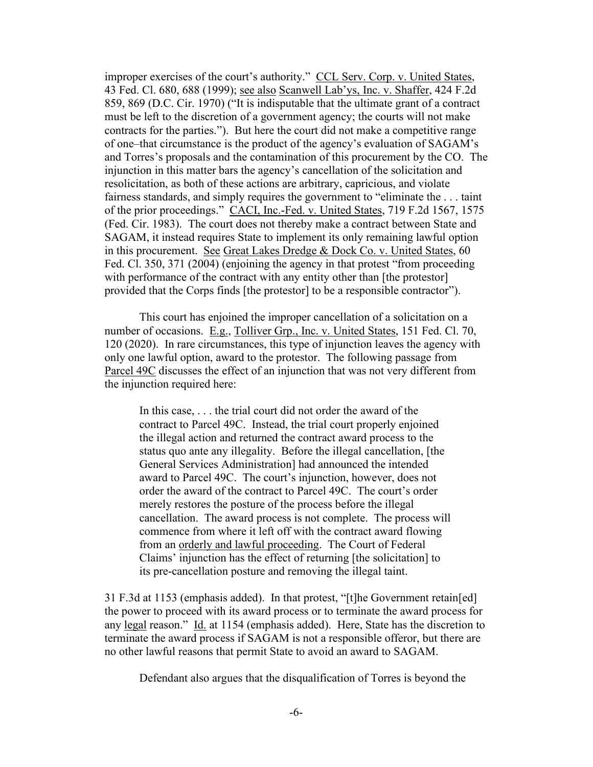improper exercises of the court's authority." CCL Serv. Corp. v. United States, 43 Fed. Cl. 680, 688 (1999); see also Scanwell Lab'ys, Inc. v. Shaffer, 424 F.2d 859, 869 (D.C. Cir. 1970) ("It is indisputable that the ultimate grant of a contract must be left to the discretion of a government agency; the courts will not make contracts for the parties."). But here the court did not make a competitive range of one–that circumstance is the product of the agency's evaluation of SAGAM's and Torres's proposals and the contamination of this procurement by the CO. The injunction in this matter bars the agency's cancellation of the solicitation and resolicitation, as both of these actions are arbitrary, capricious, and violate fairness standards, and simply requires the government to "eliminate the . . . taint of the prior proceedings." CACI, Inc.-Fed. v. United States, 719 F.2d 1567, 1575 (Fed. Cir. 1983). The court does not thereby make a contract between State and SAGAM, it instead requires State to implement its only remaining lawful option in this procurement. See Great Lakes Dredge & Dock Co. v. United States, 60 Fed. Cl. 350, 371 (2004) (enjoining the agency in that protest "from proceeding with performance of the contract with any entity other than [the protestor] provided that the Corps finds [the protestor] to be a responsible contractor").

This court has enjoined the improper cancellation of a solicitation on a number of occasions. E.g., Tolliver Grp., Inc. v. United States, 151 Fed. Cl. 70, 120 (2020). In rare circumstances, this type of injunction leaves the agency with only one lawful option, award to the protestor. The following passage from Parcel 49C discusses the effect of an injunction that was not very different from the injunction required here:

> In this case, . . . the trial court did not order the award of the contract to Parcel 49C. Instead, the trial court properly enjoined the illegal action and returned the contract award process to the status quo ante any illegality. Before the illegal cancellation, [the General Services Administration] had announced the intended award to Parcel 49C. The court's injunction, however, does not order the award of the contract to Parcel 49C. The court's order merely restores the posture of the process before the illegal cancellation. The award process is not complete. The process will commence from where it left off with the contract award flowing from an orderly and lawful proceeding. The Court of Federal Claims' injunction has the effect of returning [the solicitation] to its pre-cancellation posture and removing the illegal taint.

31 F.3d at 1153 (emphasis added). In that protest, "[t]he Government retain[ed] the power to proceed with its award process or to terminate the award process for any legal reason." Id. at 1154 (emphasis added). Here, State has the discretion to terminate the award process if SAGAM is not a responsible offeror, but there are no other lawful reasons that permit State to avoid an award to SAGAM.

Defendant also argues that the disqualification of Torres is beyond the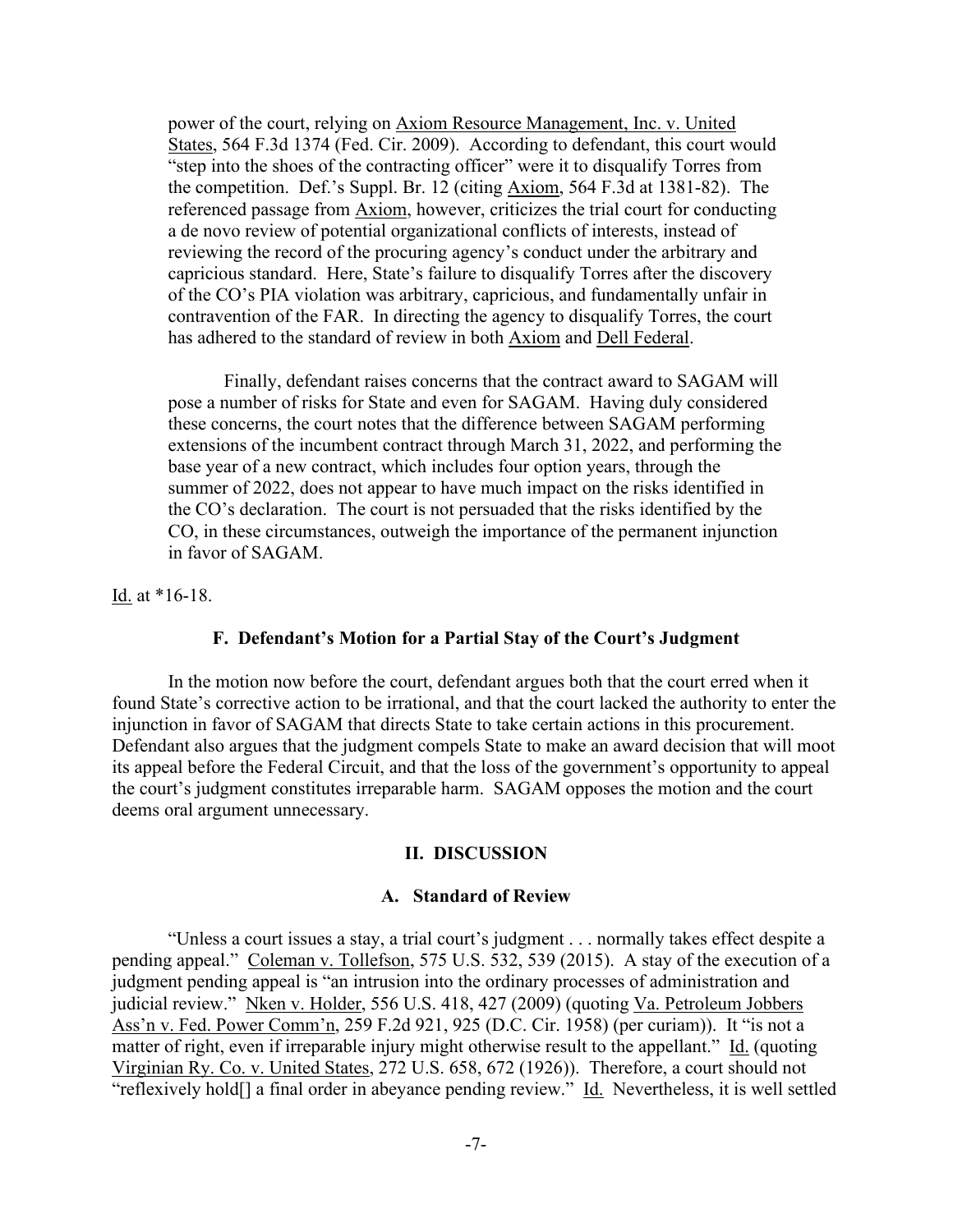power of the court, relying on Axiom Resource Management, Inc. v. United States, 564 F.3d 1374 (Fed. Cir. 2009). According to defendant, this court would "step into the shoes of the contracting officer" were it to disqualify Torres from the competition. Def.'s Suppl. Br. 12 (citing Axiom, 564 F.3d at 1381-82). The referenced passage from Axiom, however, criticizes the trial court for conducting a de novo review of potential organizational conflicts of interests, instead of reviewing the record of the procuring agency's conduct under the arbitrary and capricious standard. Here, State's failure to disqualify Torres after the discovery of the CO's PIA violation was arbitrary, capricious, and fundamentally unfair in contravention of the FAR. In directing the agency to disqualify Torres, the court has adhered to the standard of review in both Axiom and Dell Federal.

> Finally, defendant raises concerns that the contract award to SAGAM will pose a number of risks for State and even for SAGAM. Having duly considered these concerns, the court notes that the difference between SAGAM performing extensions of the incumbent contract through March 31, 2022, and performing the base year of a new contract, which includes four option years, through the summer of 2022, does not appear to have much impact on the risks identified in the CO's declaration. The court is not persuaded that the risks identified by the CO, in these circumstances, outweigh the importance of the permanent injunction in favor of SAGAM.

Id. at *16-18.

### F. Defendant's Motion for a Partial Stay of the Court's Judgment

In the motion now before the court, defendant argues both that the court erred when it found State's corrective action to be irrational, and that the court lacked the authority to enter the injunction in favor of SAGAM that directs State to take certain actions in this procurement. Defendant also argues that the judgment compels State to make an award decision that will moot its appeal before the Federal Circuit, and that the loss of the government's opportunity to appeal the court's judgment constitutes irreparable harm. SAGAM opposes the motion and the court deems oral argument unnecessary.

## II. DISCUSSION

### A. Standard of Review

"Unless a court issues a stay, a trial court's judgment . . . normally takes effect despite a pending appeal." Coleman v. Tollefson, 575 U.S. 532, 539 (2015). A stay of the execution of a judgment pending appeal is "an intrusion into the ordinary processes of administration and judicial review." Nken v. Holder, 556 U.S. 418, 427 (2009) (quoting Va. Petroleum Jobbers Ass'n v. Fed. Power Comm'n, 259 F.2d 921, 925 (D.C. Cir. 1958) (per curiam)). It "is not a matter of right, even if irreparable injury might otherwise result to the appellant." Id. (quoting Virginian Ry. Co. v. United States, 272 U.S. 658, 672 (1926)). Therefore, a court should not "reflexively hold[] a final order in abeyance pending review." Id. Nevertheless, it is well settled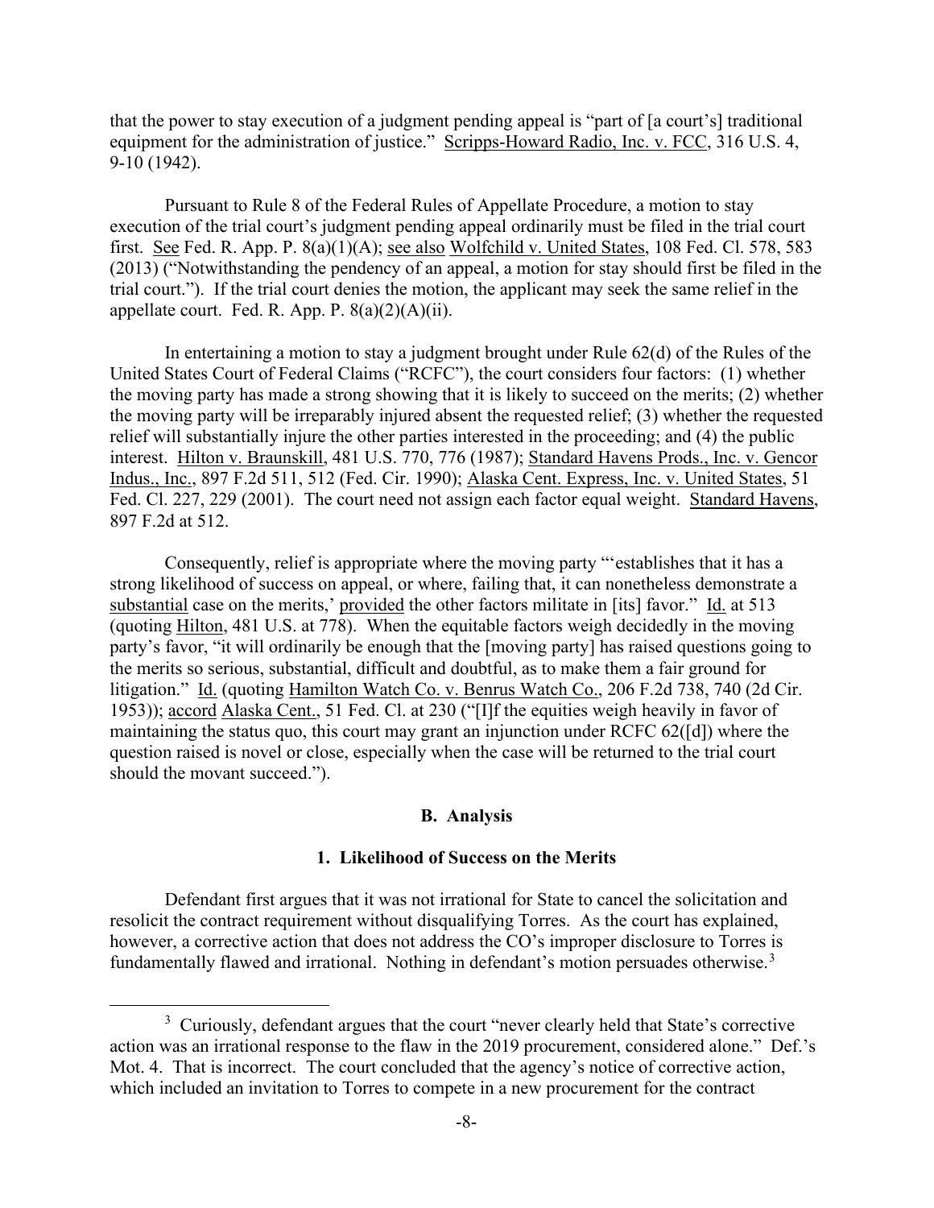that the power to stay execution of a judgment pending appeal is "part of [a court's] traditional equipment for the administration of justice." Scripps-Howard Radio, Inc. v. FCC, 316 U.S. 4, 9-10 (1942).

Pursuant to Rule 8 of the Federal Rules of Appellate Procedure, a motion to stay execution of the trial court's judgment pending appeal ordinarily must be filed in the trial court first. See Fed. R. App. P. 8(a)(1)(A); see also Wolfchild v. United States, 108 Fed. Cl. 578, 583 (2013) ("Notwithstanding the pendency of an appeal, a motion for stay should first be filed in the trial court."). If the trial court denies the motion, the applicant may seek the same relief in the appellate court. Fed. R. App. P. 8(a)(2)(A)(ii).

In entertaining a motion to stay a judgment brought under Rule 62(d) of the Rules of the United States Court of Federal Claims ("RCFC"), the court considers four factors: (1) whether the moving party has made a strong showing that it is likely to succeed on the merits; (2) whether the moving party will be irreparably injured absent the requested relief; (3) whether the requested relief will substantially injure the other parties interested in the proceeding; and (4) the public interest. Hilton v. Braunskill, 481 U.S. 770, 776 (1987); Standard Havens Prods., Inc. v. Gencor Indus., Inc., 897 F.2d 511, 512 (Fed. Cir. 1990); Alaska Cent. Express, Inc. v. United States, 51 Fed. Cl. 227, 229 (2001). The court need not assign each factor equal weight. Standard Havens, 897 F.2d at 512.

Consequently, relief is appropriate where the moving party "'establishes that it has a strong likelihood of success on appeal, or where, failing that, it can nonetheless demonstrate a substantial case on the merits,' provided the other factors militate in [its] favor." Id. at 513 (quoting Hilton, 481 U.S. at 778). When the equitable factors weigh decidedly in the moving party's favor, "it will ordinarily be enough that the [moving party] has raised questions going to the merits so serious, substantial, difficult and doubtful, as to make them a fair ground for litigation." Id. (quoting Hamilton Watch Co. v. Benrus Watch Co., 206 F.2d 738, 740 (2d Cir. 1953)); accord Alaska Cent., 51 Fed. Cl. at 230 ("[I]f the equities weigh heavily in favor of maintaining the status quo, this court may grant an injunction under RCFC 62([d]) where the question raised is novel or close, especially when the case will be returned to the trial court should the movant succeed.").

### B. Analysis

#### 1. Likelihood of Success on the Merits

Defendant first argues that it was not irrational for State to cancel the solicitation and resolicit the contract requirement without disqualifying Torres. As the court has explained, however, a corrective action that does not address the CO's improper disclosure to Torres is fundamentally flawed and irrational. Nothing in defendant's motion persuades otherwise.[3]

[3] Curiously, defendant argues that the court "never clearly held that State's corrective action was an irrational response to the flaw in the 2019 procurement, considered alone." Def.'s Mot. 4. That is incorrect. The court concluded that the agency's notice of corrective action, which included an invitation to Torres to compete in a new procurement for the contract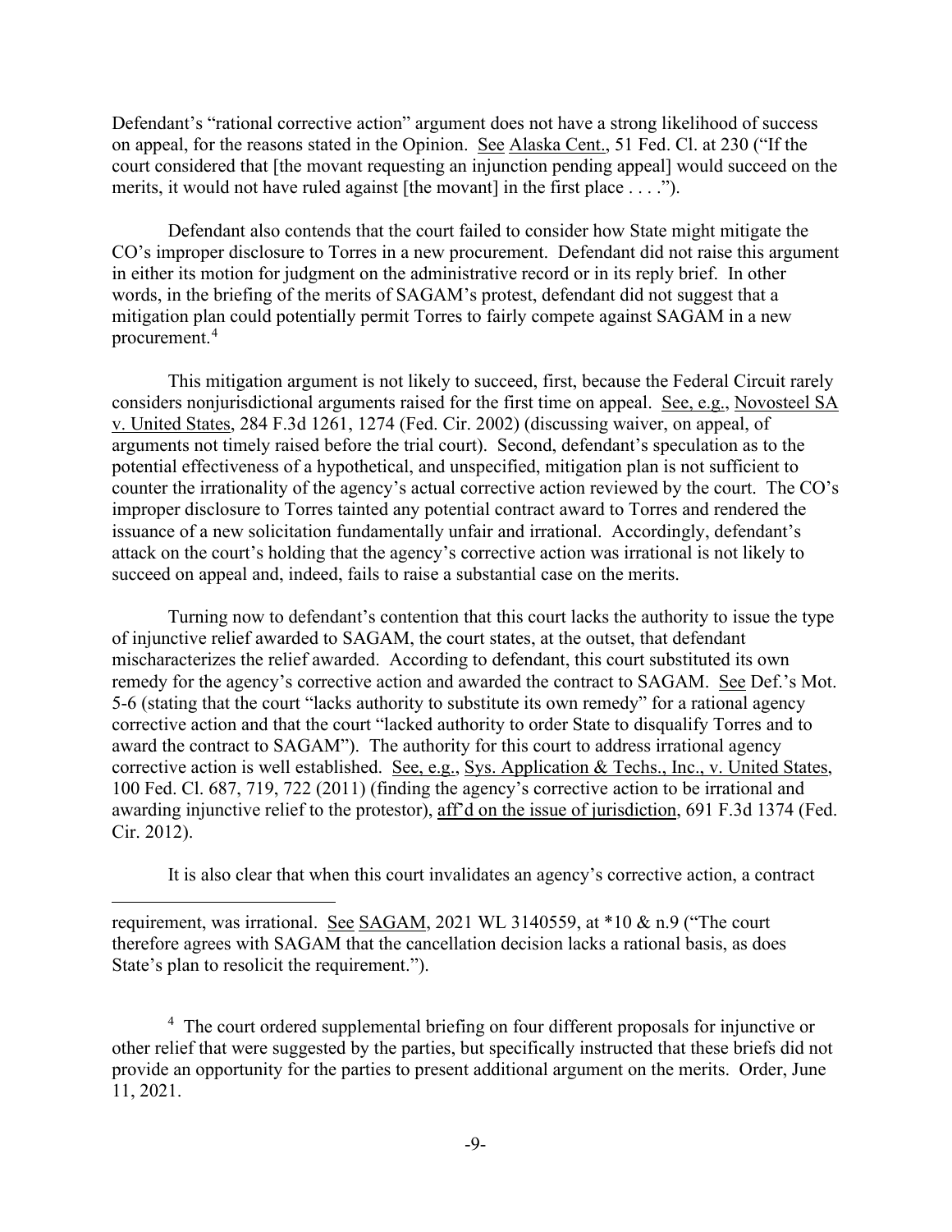Defendant's "rational corrective action" argument does not have a strong likelihood of success on appeal, for the reasons stated in the Opinion. See Alaska Cent., 51 Fed. Cl. at 230 ("If the court considered that [the movant requesting an injunction pending appeal] would succeed on the merits, it would not have ruled against [the movant] in the first place . . . .").

Defendant also contends that the court failed to consider how State might mitigate the CO's improper disclosure to Torres in a new procurement. Defendant did not raise this argument in either its motion for judgment on the administrative record or in its reply brief. In other words, in the briefing of the merits of SAGAM's protest, defendant did not suggest that a mitigation plan could potentially permit Torres to fairly compete against SAGAM in a new procurement.[4]

This mitigation argument is not likely to succeed, first, because the Federal Circuit rarely considers nonjurisdictional arguments raised for the first time on appeal. See, e.g., Novosteel SA v. United States, 284 F.3d 1261, 1274 (Fed. Cir. 2002) (discussing waiver, on appeal, of arguments not timely raised before the trial court). Second, defendant's speculation as to the potential effectiveness of a hypothetical, and unspecified, mitigation plan is not sufficient to counter the irrationality of the agency's actual corrective action reviewed by the court. The CO's improper disclosure to Torres tainted any potential contract award to Torres and rendered the issuance of a new solicitation fundamentally unfair and irrational. Accordingly, defendant's attack on the court's holding that the agency's corrective action was irrational is not likely to succeed on appeal and, indeed, fails to raise a substantial case on the merits.

Turning now to defendant's contention that this court lacks the authority to issue the type of injunctive relief awarded to SAGAM, the court states, at the outset, that defendant mischaracterizes the relief awarded. According to defendant, this court substituted its own remedy for the agency's corrective action and awarded the contract to SAGAM. See Def.'s Mot. 5-6 (stating that the court "lacks authority to substitute its own remedy" for a rational agency corrective action and that the court "lacked authority to order State to disqualify Torres and to award the contract to SAGAM"). The authority for this court to address irrational agency corrective action is well established. See, e.g., Sys. Application & Techs., Inc., v. United States, 100 Fed. Cl. 687, 719, 722 (2011) (finding the agency's corrective action to be irrational and awarding injunctive relief to the protestor), aff'd on the issue of jurisdiction, 691 F.3d 1374 (Fed. Cir. 2012).

It is also clear that when this court invalidates an agency's corrective action, a contract

---

requirement, was irrational. See SAGAM, 2021 WL 3140559, at *10 & n.9 ("The court therefore agrees with SAGAM that the cancellation decision lacks a rational basis, as does State's plan to resolicit the requirement.").

[4] The court ordered supplemental briefing on four different proposals for injunctive or other relief that were suggested by the parties, but specifically instructed that these briefs did not provide an opportunity for the parties to present additional argument on the merits. Order, June 11, 2021.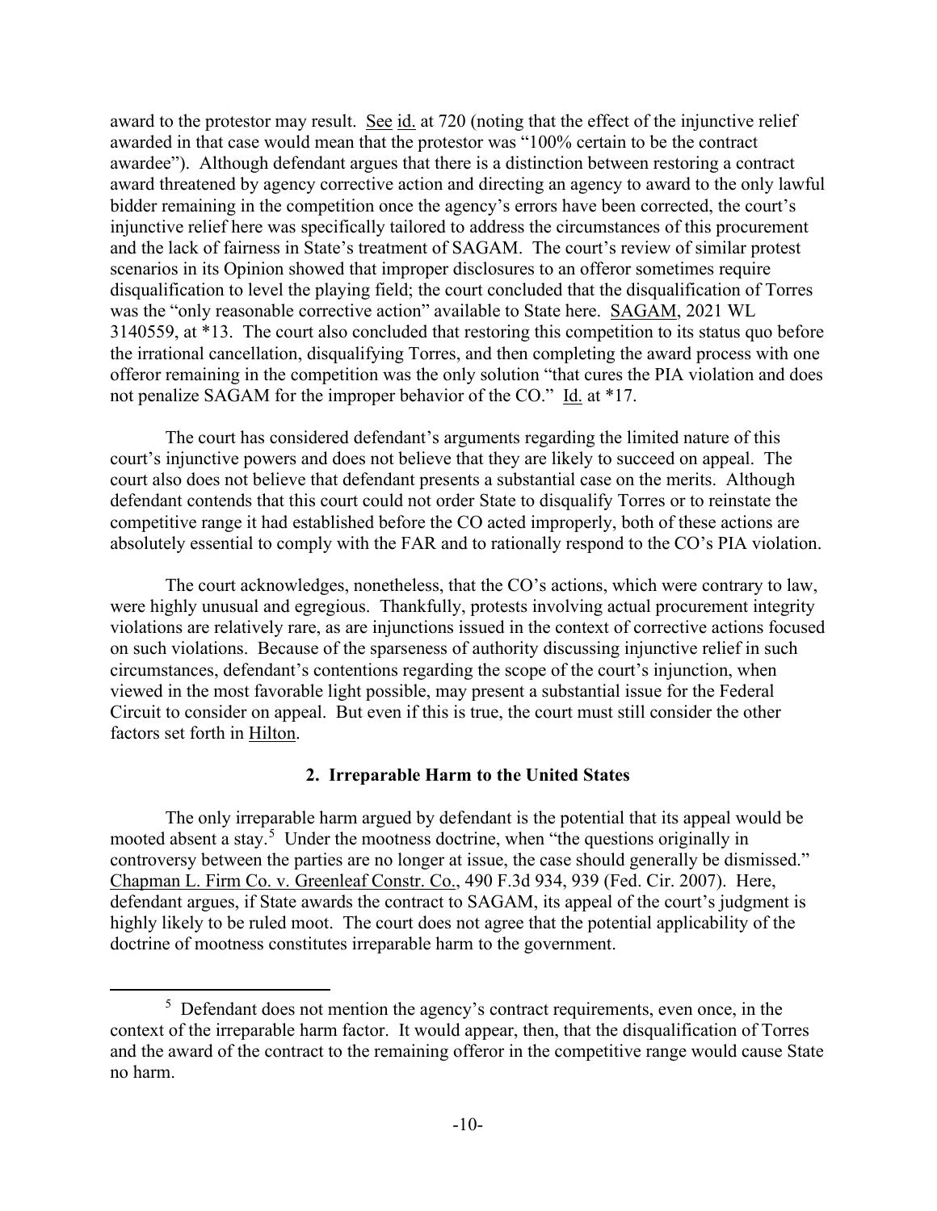award to the protestor may result. See id. at 720 (noting that the effect of the injunctive relief awarded in that case would mean that the protestor was "100% certain to be the contract awardee"). Although defendant argues that there is a distinction between restoring a contract award threatened by agency corrective action and directing an agency to award to the only lawful bidder remaining in the competition once the agency's errors have been corrected, the court's injunctive relief here was specifically tailored to address the circumstances of this procurement and the lack of fairness in State's treatment of SAGAM. The court's review of similar protest scenarios in its Opinion showed that improper disclosures to an offeror sometimes require disqualification to level the playing field; the court concluded that the disqualification of Torres was the "only reasonable corrective action" available to State here. SAGAM, 2021 WL 3140559, at *13. The court also concluded that restoring this competition to its status quo before the irrational cancellation, disqualifying Torres, and then completing the award process with one offeror remaining in the competition was the only solution "that cures the PIA violation and does not penalize SAGAM for the improper behavior of the CO." Id. at *17.

The court has considered defendant's arguments regarding the limited nature of this court's injunctive powers and does not believe that they are likely to succeed on appeal. The court also does not believe that defendant presents a substantial case on the merits. Although defendant contends that this court could not order State to disqualify Torres or to reinstate the competitive range it had established before the CO acted improperly, both of these actions are absolutely essential to comply with the FAR and to rationally respond to the CO's PIA violation.

The court acknowledges, nonetheless, that the CO's actions, which were contrary to law, were highly unusual and egregious. Thankfully, protests involving actual procurement integrity violations are relatively rare, as are injunctions issued in the context of corrective actions focused on such violations. Because of the sparseness of authority discussing injunctive relief in such circumstances, defendant's contentions regarding the scope of the court's injunction, when viewed in the most favorable light possible, may present a substantial issue for the Federal Circuit to consider on appeal. But even if this is true, the court must still consider the other factors set forth in Hilton.

### 2. Irreparable Harm to the United States

The only irreparable harm argued by defendant is the potential that its appeal would be mooted absent a stay.[5] Under the mootness doctrine, when "the questions originally in controversy between the parties are no longer at issue, the case should generally be dismissed." Chapman L. Firm Co. v. Greenleaf Constr. Co., 490 F.3d 934, 939 (Fed. Cir. 2007). Here, defendant argues, if State awards the contract to SAGAM, its appeal of the court's judgment is highly likely to be ruled moot. The court does not agree that the potential applicability of the doctrine of mootness constitutes irreparable harm to the government.

[5] Defendant does not mention the agency's contract requirements, even once, in the context of the irreparable harm factor. It would appear, then, that the disqualification of Torres and the award of the contract to the remaining offeror in the competitive range would cause State no harm.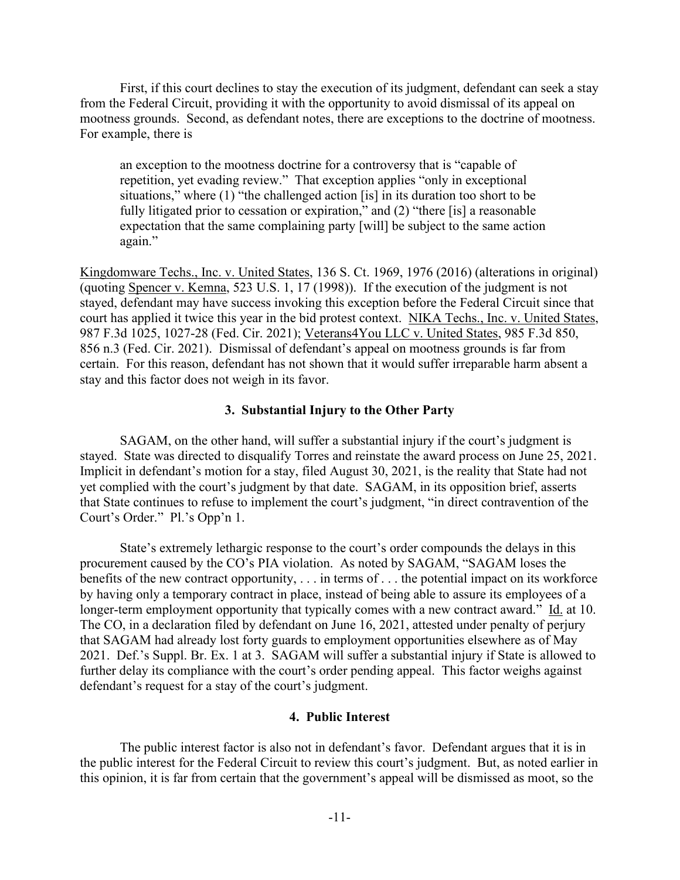First, if this court declines to stay the execution of its judgment, defendant can seek a stay from the Federal Circuit, providing it with the opportunity to avoid dismissal of its appeal on mootness grounds. Second, as defendant notes, there are exceptions to the doctrine of mootness. For example, there is

> an exception to the mootness doctrine for a controversy that is "capable of repetition, yet evading review." That exception applies "only in exceptional situations," where (1) "the challenged action [is] in its duration too short to be fully litigated prior to cessation or expiration," and (2) "there [is] a reasonable expectation that the same complaining party [will] be subject to the same action again."

Kingdomware Techs., Inc. v. United States, 136 S. Ct. 1969, 1976 (2016) (alterations in original) (quoting Spencer v. Kemna, 523 U.S. 1, 17 (1998)). If the execution of the judgment is not stayed, defendant may have success invoking this exception before the Federal Circuit since that court has applied it twice this year in the bid protest context. NIKA Techs., Inc. v. United States, 987 F.3d 1025, 1027-28 (Fed. Cir. 2021); Veterans4You LLC v. United States, 985 F.3d 850, 856 n.3 (Fed. Cir. 2021). Dismissal of defendant's appeal on mootness grounds is far from certain. For this reason, defendant has not shown that it would suffer irreparable harm absent a stay and this factor does not weigh in its favor.

### 3. Substantial Injury to the Other Party

SAGAM, on the other hand, will suffer a substantial injury if the court's judgment is stayed. State was directed to disqualify Torres and reinstate the award process on June 25, 2021. Implicit in defendant's motion for a stay, filed August 30, 2021, is the reality that State had not yet complied with the court's judgment by that date. SAGAM, in its opposition brief, asserts that State continues to refuse to implement the court's judgment, "in direct contravention of the Court's Order." Pl.'s Opp'n 1.

State's extremely lethargic response to the court's order compounds the delays in this procurement caused by the CO's PIA violation. As noted by SAGAM, "SAGAM loses the benefits of the new contract opportunity, . . . in terms of . . . the potential impact on its workforce by having only a temporary contract in place, instead of being able to assure its employees of a longer-term employment opportunity that typically comes with a new contract award." Id. at 10. The CO, in a declaration filed by defendant on June 16, 2021, attested under penalty of perjury that SAGAM had already lost forty guards to employment opportunities elsewhere as of May 2021. Def.'s Suppl. Br. Ex. 1 at 3. SAGAM will suffer a substantial injury if State is allowed to further delay its compliance with the court's order pending appeal. This factor weighs against defendant's request for a stay of the court's judgment.

### 4. Public Interest

The public interest factor is also not in defendant's favor. Defendant argues that it is in the public interest for the Federal Circuit to review this court's judgment. But, as noted earlier in this opinion, it is far from certain that the government's appeal will be dismissed as moot, so the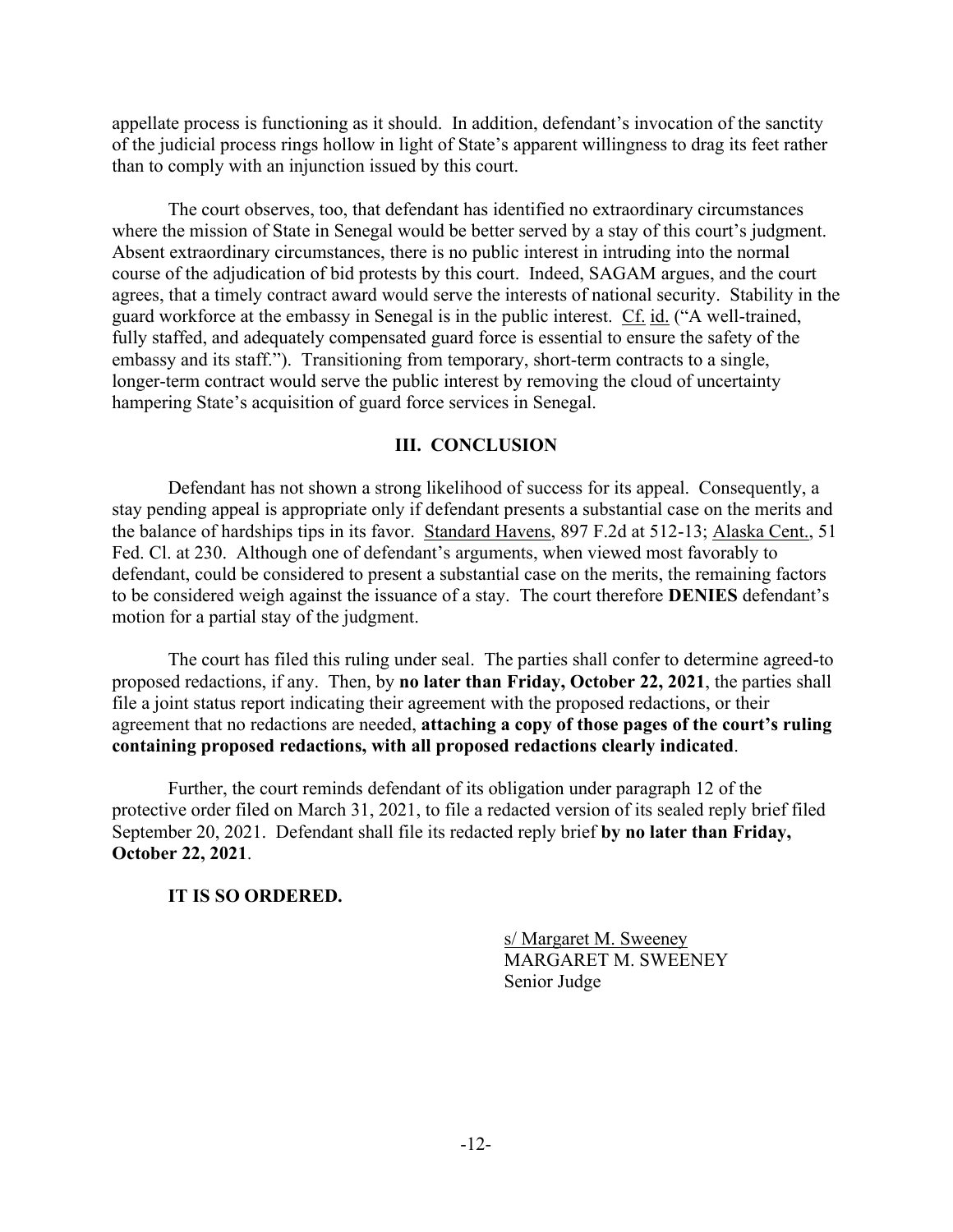appellate process is functioning as it should. In addition, defendant's invocation of the sanctity of the judicial process rings hollow in light of State's apparent willingness to drag its feet rather than to comply with an injunction issued by this court.

The court observes, too, that defendant has identified no extraordinary circumstances where the mission of State in Senegal would be better served by a stay of this court's judgment. Absent extraordinary circumstances, there is no public interest in intruding into the normal course of the adjudication of bid protests by this court. Indeed, SAGAM argues, and the court agrees, that a timely contract award would serve the interests of national security. Stability in the guard workforce at the embassy in Senegal is in the public interest. Cf. id. ("A well-trained, fully staffed, and adequately compensated guard force is essential to ensure the safety of the embassy and its staff."). Transitioning from temporary, short-term contracts to a single, longer-term contract would serve the public interest by removing the cloud of uncertainty hampering State's acquisition of guard force services in Senegal.

## III. CONCLUSION

Defendant has not shown a strong likelihood of success for its appeal. Consequently, a stay pending appeal is appropriate only if defendant presents a substantial case on the merits and the balance of hardships tips in its favor. Standard Havens, 897 F.2d at 512-13; Alaska Cent., 51 Fed. Cl. at 230. Although one of defendant's arguments, when viewed most favorably to defendant, could be considered to present a substantial case on the merits, the remaining factors to be considered weigh against the issuance of a stay. The court therefore **DENIES** defendant's motion for a partial stay of the judgment.

The court has filed this ruling under seal. The parties shall confer to determine agreed-to proposed redactions, if any. Then, by **no later than Friday, October 22, 2021**, the parties shall file a joint status report indicating their agreement with the proposed redactions, or their agreement that no redactions are needed, **attaching a copy of those pages of the court's ruling containing proposed redactions, with all proposed redactions clearly indicated**.

Further, the court reminds defendant of its obligation under paragraph 12 of the protective order filed on March 31, 2021, to file a redacted version of its sealed reply brief filed September 20, 2021. Defendant shall file its redacted reply brief **by no later than Friday, October 22, 2021**.

**IT IS SO ORDERED.**

s/ Margaret M. Sweeney
MARGARET M. SWEENEY
Senior Judge